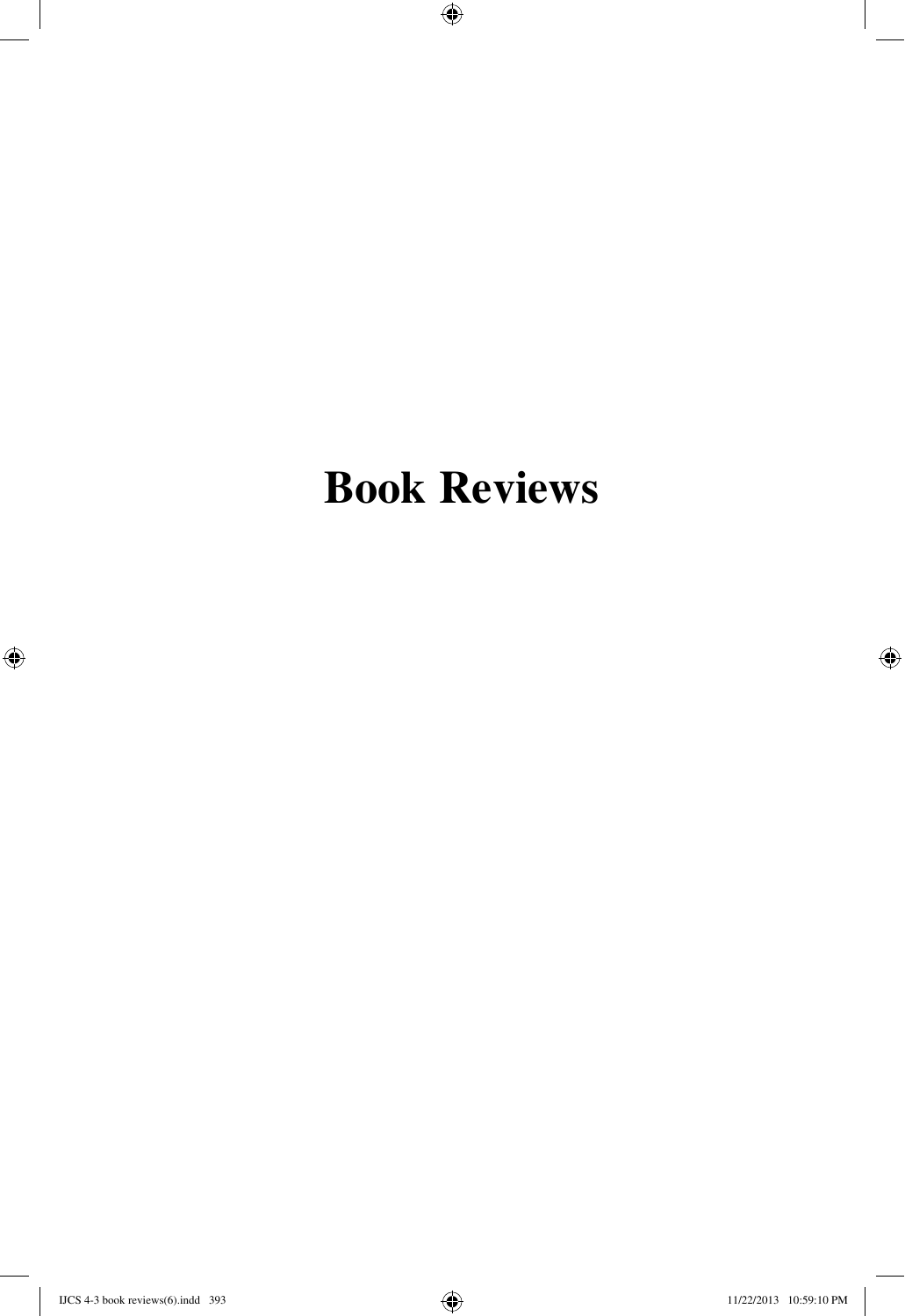# Book Reviews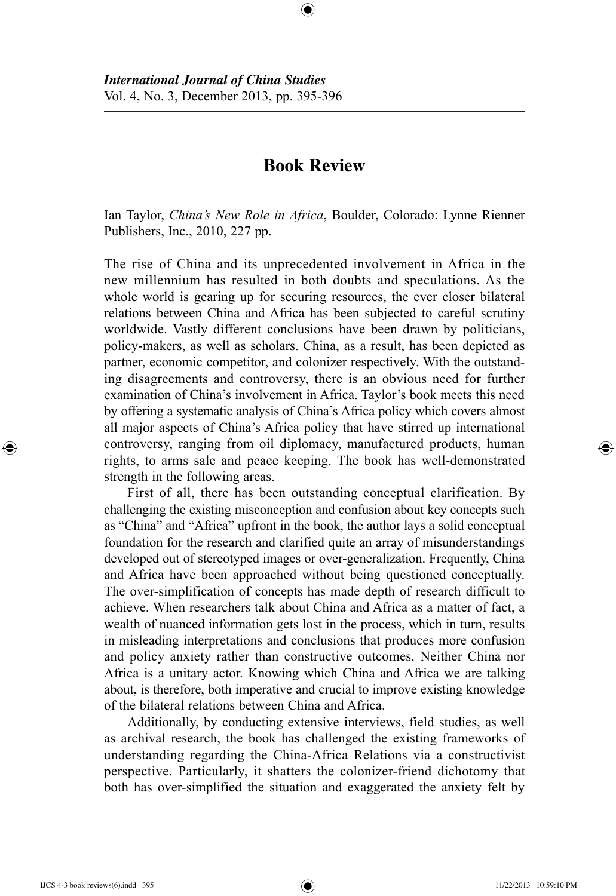# Book Review

Ian Taylor, *China's New Role in Africa*, Boulder, Colorado: Lynne Rienner Publishers, Inc., 2010, 227 pp.

The rise of China and its unprecedented involvement in Africa in the new millennium has resulted in both doubts and speculations. As the whole world is gearing up for securing resources, the ever closer bilateral relations between China and Africa has been subjected to careful scrutiny worldwide. Vastly different conclusions have been drawn by politicians, policy-makers, as well as scholars. China, as a result, has been depicted as partner, economic competitor, and colonizer respectively. With the outstanding disagreements and controversy, there is an obvious need for further examination of China's involvement in Africa. Taylor's book meets this need by offering a systematic analysis of China's Africa policy which covers almost all major aspects of China's Africa policy that have stirred up international controversy, ranging from oil diplomacy, manufactured products, human rights, to arms sale and peace keeping. The book has well-demonstrated strength in the following areas.

First of all, there has been outstanding conceptual clarification. By challenging the existing misconception and confusion about key concepts such as "China" and "Africa" upfront in the book, the author lays a solid conceptual foundation for the research and clarified quite an array of misunderstandings developed out of stereotyped images or over-generalization. Frequently, China and Africa have been approached without being questioned conceptually. The over-simplification of concepts has made depth of research difficult to achieve. When researchers talk about China and Africa as a matter of fact, a wealth of nuanced information gets lost in the process, which in turn, results in misleading interpretations and conclusions that produces more confusion and policy anxiety rather than constructive outcomes. Neither China nor Africa is a unitary actor. Knowing which China and Africa we are talking about, is therefore, both imperative and crucial to improve existing knowledge of the bilateral relations between China and Africa.

Additionally, by conducting extensive interviews, field studies, as well as archival research, the book has challenged the existing frameworks of understanding regarding the China-Africa Relations via a constructivist perspective. Particularly, it shatters the colonizer-friend dichotomy that both has over-simplified the situation and exaggerated the anxiety felt by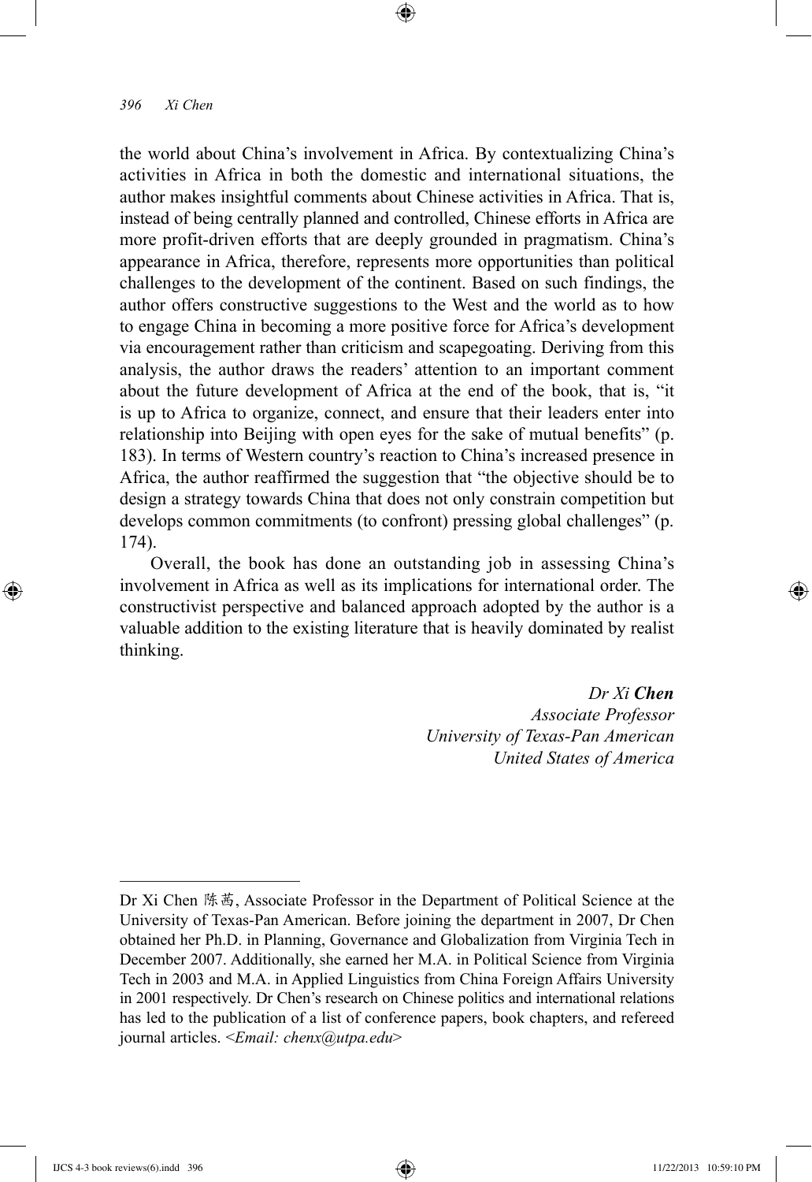the world about China's involvement in Africa. By contextualizing China's activities in Africa in both the domestic and international situations, the author makes insightful comments about Chinese activities in Africa. That is, instead of being centrally planned and controlled, Chinese efforts in Africa are more profit-driven efforts that are deeply grounded in pragmatism. China's appearance in Africa, therefore, represents more opportunities than political challenges to the development of the continent. Based on such findings, the author offers constructive suggestions to the West and the world as to how to engage China in becoming a more positive force for Africa's development via encouragement rather than criticism and scapegoating. Deriving from this analysis, the author draws the readers' attention to an important comment about the future development of Africa at the end of the book, that is, "it is up to Africa to organize, connect, and ensure that their leaders enter into relationship into Beijing with open eyes for the sake of mutual benefits" (p. 183). In terms of Western country's reaction to China's increased presence in Africa, the author reaffirmed the suggestion that "the objective should be to design a strategy towards China that does not only constrain competition but develops common commitments (to confront) pressing global challenges" (p. 174).

Overall, the book has done an outstanding job in assessing China's involvement in Africa as well as its implications for international order. The constructivist perspective and balanced approach adopted by the author is a valuable addition to the existing literature that is heavily dominated by realist thinking.

*Dr Xi* ***Chen***
*Associate Professor*
*University of Texas-Pan American*
*United States of America*

---

Dr Xi Chen 陈茜, Associate Professor in the Department of Political Science at the University of Texas-Pan American. Before joining the department in 2007, Dr Chen obtained her Ph.D. in Planning, Governance and Globalization from Virginia Tech in December 2007. Additionally, she earned her M.A. in Political Science from Virginia Tech in 2003 and M.A. in Applied Linguistics from China Foreign Affairs University in 2001 respectively. Dr Chen's research on Chinese politics and international relations has led to the publication of a list of conference papers, book chapters, and refereed journal articles. <*Email: chenx@utpa.edu*>